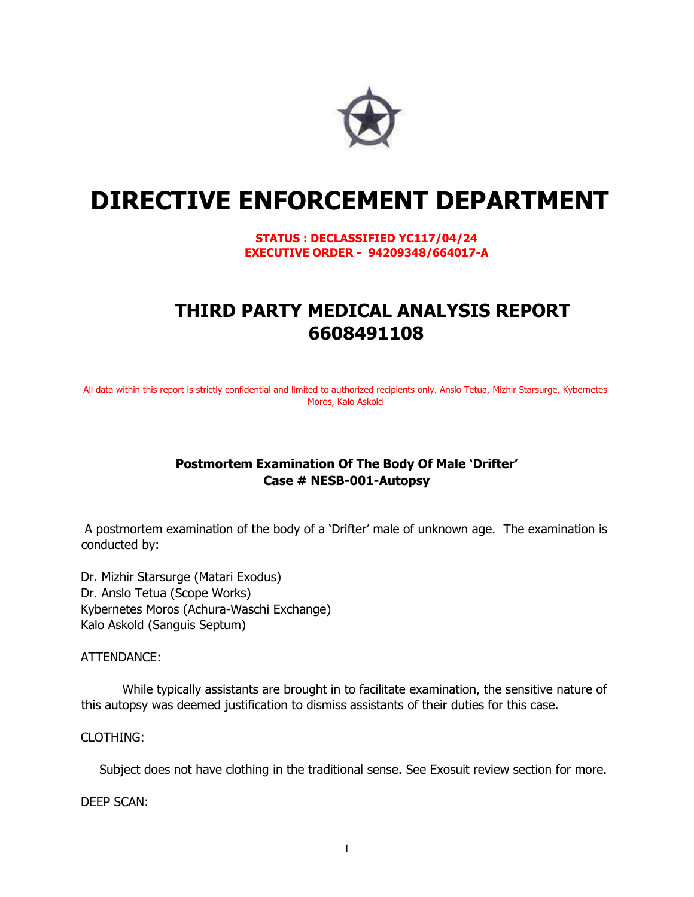# DIRECTIVE ENFORCEMENT DEPARTMENT

**STATUS : DECLASSIFIED YC117/04/24**
**EXECUTIVE ORDER - 94209348/664017-A**

## THIRD PARTY MEDICAL ANALYSIS REPORT 6608491108

~~All data within this report is strictly confidential and limited to authorized recipients only. Anslo Tetua, Mizhir Starsurge, Kybernetes Moros, Kalo Askold~~

### Postmortem Examination Of The Body Of Male 'Drifter' Case # NESB-001-Autopsy

A postmortem examination of the body of a 'Drifter' male of unknown age. The examination is conducted by:

Dr. Mizhir Starsurge (Matari Exodus)
Dr. Anslo Tetua (Scope Works)
Kybernetes Moros (Achura-Waschi Exchange)
Kalo Askold (Sanguis Septum)

ATTENDANCE:

While typically assistants are brought in to facilitate examination, the sensitive nature of this autopsy was deemed justification to dismiss assistants of their duties for this case.

CLOTHING:

Subject does not have clothing in the traditional sense. See Exosuit review section for more.

DEEP SCAN: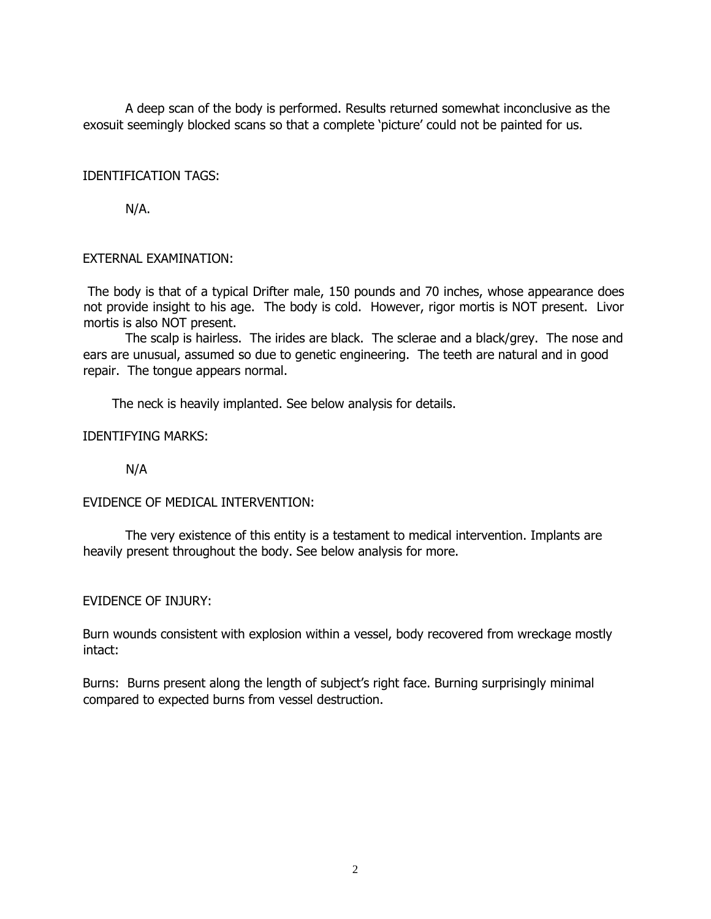A deep scan of the body is performed. Results returned somewhat inconclusive as the exosuit seemingly blocked scans so that a complete 'picture' could not be painted for us.

IDENTIFICATION TAGS:

N/A.

EXTERNAL EXAMINATION:

The body is that of a typical Drifter male, 150 pounds and 70 inches, whose appearance does not provide insight to his age. The body is cold. However, rigor mortis is NOT present. Livor mortis is also NOT present.

The scalp is hairless. The irides are black. The sclerae and a black/grey. The nose and ears are unusual, assumed so due to genetic engineering. The teeth are natural and in good repair. The tongue appears normal.

The neck is heavily implanted. See below analysis for details.

IDENTIFYING MARKS:

N/A

EVIDENCE OF MEDICAL INTERVENTION:

The very existence of this entity is a testament to medical intervention. Implants are heavily present throughout the body. See below analysis for more.

EVIDENCE OF INJURY:

Burn wounds consistent with explosion within a vessel, body recovered from wreckage mostly intact:

Burns: Burns present along the length of subject's right face. Burning surprisingly minimal compared to expected burns from vessel destruction.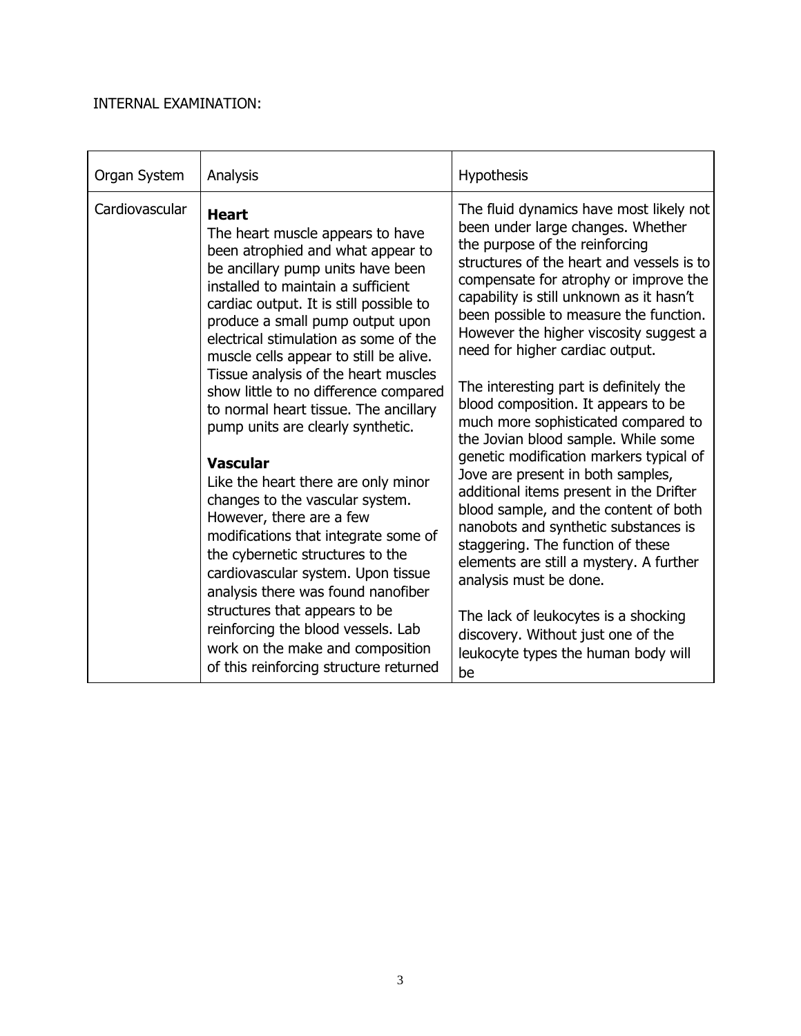INTERNAL EXAMINATION:

| Organ System | Analysis | Hypothesis |
| --- | --- | --- |
| Cardiovascular | **Heart**<br>The heart muscle appears to have been atrophied and what appear to be ancillary pump units have been installed to maintain a sufficient cardiac output. It is still possible to produce a small pump output upon electrical stimulation as some of the muscle cells appear to still be alive. Tissue analysis of the heart muscles show little to no difference compared to normal heart tissue. The ancillary pump units are clearly synthetic.<br><br>**Vascular**<br>Like the heart there are only minor changes to the vascular system. However, there are a few modifications that integrate some of the cybernetic structures to the cardiovascular system. Upon tissue analysis there was found nanofiber structures that appears to be reinforcing the blood vessels. Lab work on the make and composition of this reinforcing structure returned | The fluid dynamics have most likely not been under large changes. Whether the purpose of the reinforcing structures of the heart and vessels is to compensate for atrophy or improve the capability is still unknown as it hasn't been possible to measure the function. However the higher viscosity suggest a need for higher cardiac output.<br><br>The interesting part is definitely the blood composition. It appears to be much more sophisticated compared to the Jovian blood sample. While some genetic modification markers typical of Jove are present in both samples, additional items present in the Drifter blood sample, and the content of both nanobots and synthetic substances is staggering. The function of these elements are still a mystery. A further analysis must be done.<br><br>The lack of leukocytes is a shocking discovery. Without just one of the leukocyte types the human body will be |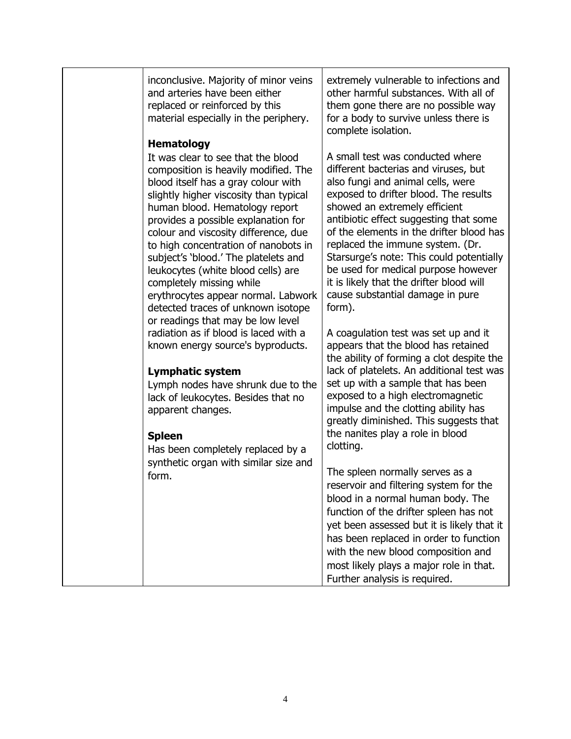| | | |
|---|---|---|
| | inconclusive. Majority of minor veins and arteries have been either replaced or reinforced by this material especially in the periphery.<br><br>**Hematology**<br>It was clear to see that the blood composition is heavily modified. The blood itself has a gray colour with slightly higher viscosity than typical human blood. Hematology report provides a possible explanation for colour and viscosity difference, due to high concentration of nanobots in subject's 'blood.' The platelets and leukocytes (white blood cells) are completely missing while erythrocytes appear normal. Labwork detected traces of unknown isotope or readings that may be low level radiation as if blood is laced with a known energy source's byproducts.<br><br>**Lymphatic system**<br>Lymph nodes have shrunk due to the lack of leukocytes. Besides that no apparent changes.<br><br>**Spleen**<br>Has been completely replaced by a synthetic organ with similar size and form. | extremely vulnerable to infections and other harmful substances. With all of them gone there are no possible way for a body to survive unless there is complete isolation.<br><br>A small test was conducted where different bacterias and viruses, but also fungi and animal cells, were exposed to drifter blood. The results showed an extremely efficient antibiotic effect suggesting that some of the elements in the drifter blood has replaced the immune system. (Dr. Starsurge's note: This could potentially be used for medical purpose however it is likely that the drifter blood will cause substantial damage in pure form).<br><br>A coagulation test was set up and it appears that the blood has retained the ability of forming a clot despite the lack of platelets. An additional test was set up with a sample that has been exposed to a high electromagnetic impulse and the clotting ability has greatly diminished. This suggests that the nanites play a role in blood clotting.<br><br>The spleen normally serves as a reservoir and filtering system for the blood in a normal human body. The function of the drifter spleen has not yet been assessed but it is likely that it has been replaced in order to function with the new blood composition and most likely plays a major role in that. Further analysis is required. |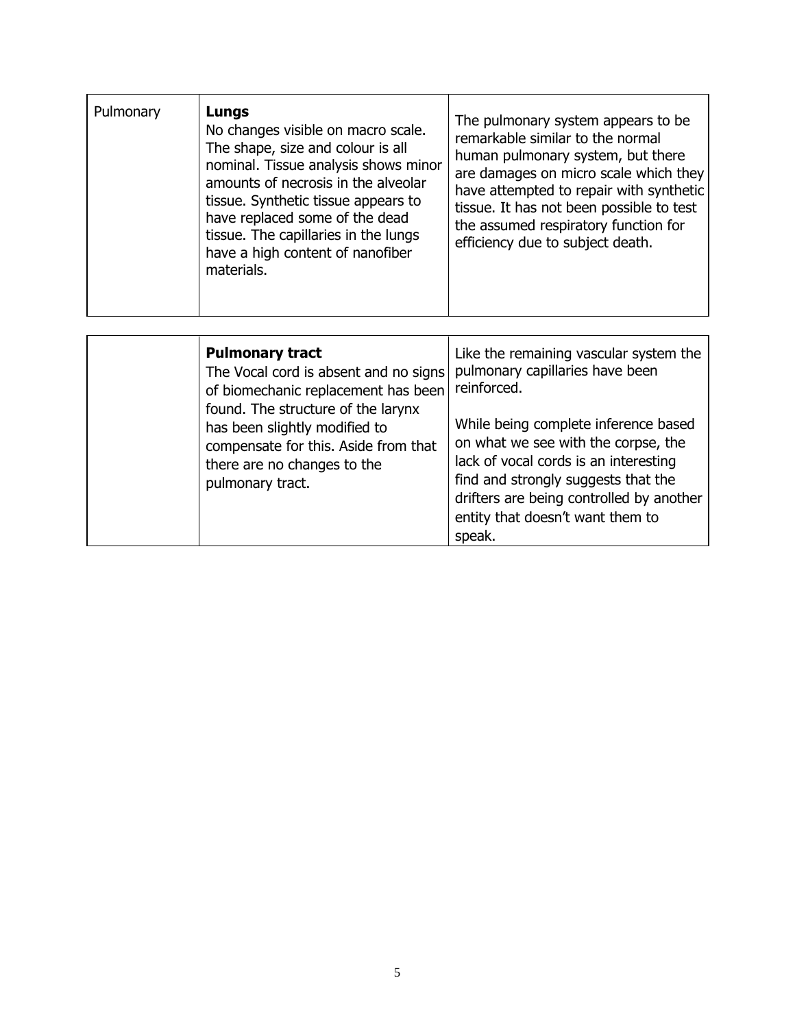| | | |
|---|---|---|
| Pulmonary | **Lungs**<br>No changes visible on macro scale. The shape, size and colour is all nominal. Tissue analysis shows minor amounts of necrosis in the alveolar tissue. Synthetic tissue appears to have replaced some of the dead tissue. The capillaries in the lungs have a high content of nanofiber materials. | The pulmonary system appears to be remarkable similar to the normal human pulmonary system, but there are damages on micro scale which they have attempted to repair with synthetic tissue. It has not been possible to test the assumed respiratory function for efficiency due to subject death. |
| | **Pulmonary tract**<br>The Vocal cord is absent and no signs of biomechanic replacement has been found. The structure of the larynx has been slightly modified to compensate for this. Aside from that there are no changes to the pulmonary tract. | Like the remaining vascular system the pulmonary capillaries have been reinforced.<br><br>While being complete inference based on what we see with the corpse, the lack of vocal cords is an interesting find and strongly suggests that the drifters are being controlled by another entity that doesn't want them to speak. |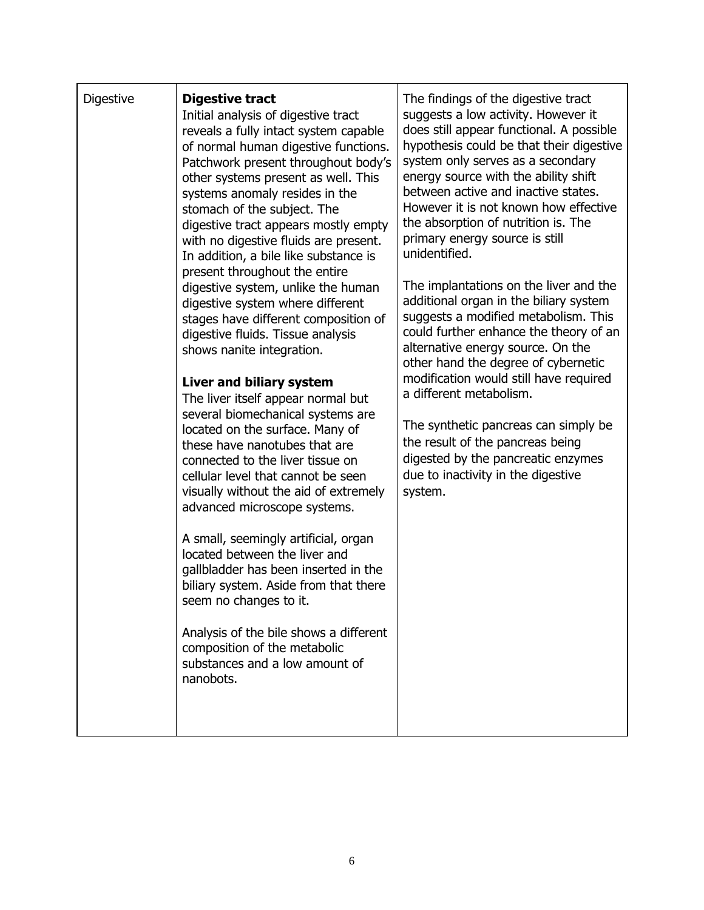| Digestive | **Digestive tract**<br>Initial analysis of digestive tract reveals a fully intact system capable of normal human digestive functions. Patchwork present throughout body's other systems present as well. This systems anomaly resides in the stomach of the subject. The digestive tract appears mostly empty with no digestive fluids are present. In addition, a bile like substance is present throughout the entire digestive system, unlike the human digestive system where different stages have different composition of digestive fluids. Tissue analysis shows nanite integration.<br><br>**Liver and biliary system**<br>The liver itself appear normal but several biomechanical systems are located on the surface. Many of these have nanotubes that are connected to the liver tissue on cellular level that cannot be seen visually without the aid of extremely advanced microscope systems.<br><br>A small, seemingly artificial, organ located between the liver and gallbladder has been inserted in the biliary system. Aside from that there seem no changes to it.<br><br>Analysis of the bile shows a different composition of the metabolic substances and a low amount of nanobots. | The findings of the digestive tract suggests a low activity. However it does still appear functional. A possible hypothesis could be that their digestive system only serves as a secondary energy source with the ability shift between active and inactive states. However it is not known how effective the absorption of nutrition is. The primary energy source is still unidentified.<br><br>The implantations on the liver and the additional organ in the biliary system suggests a modified metabolism. This could further enhance the theory of an alternative energy source. On the other hand the degree of cybernetic modification would still have required a different metabolism.<br><br>The synthetic pancreas can simply be the result of the pancreas being digested by the pancreatic enzymes due to inactivity in the digestive system. |
|---|---|---|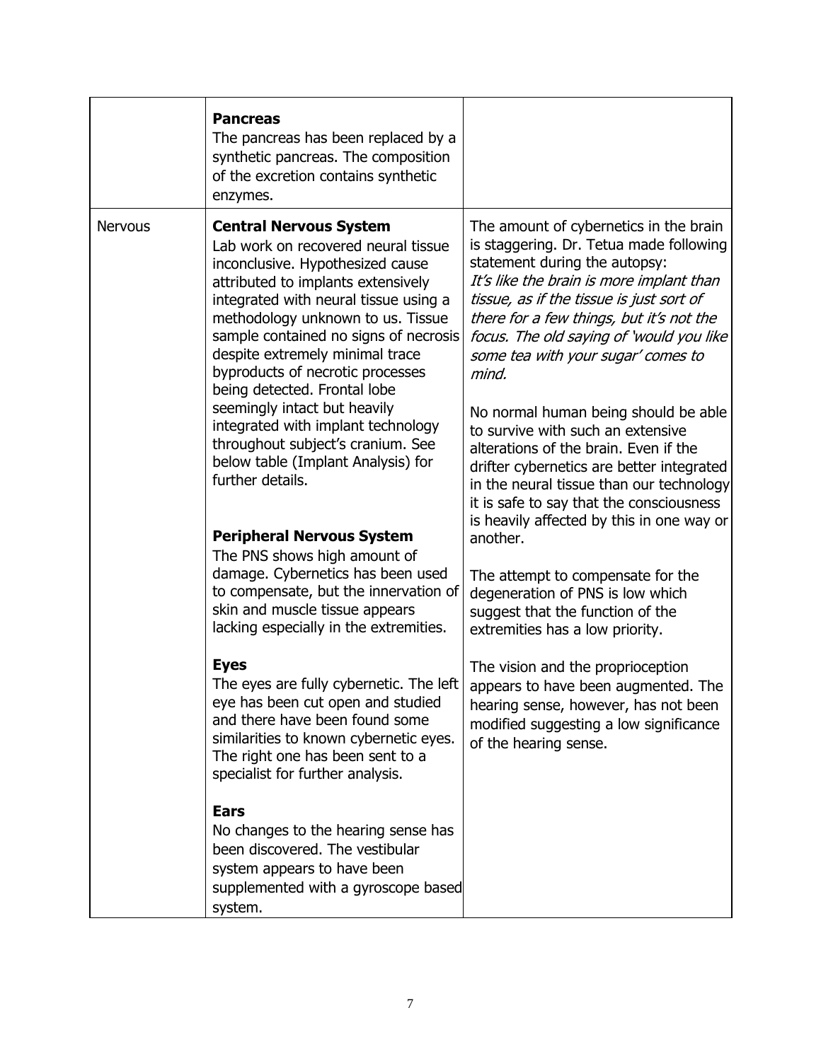| | | |
|---|---|---|
| | **Pancreas**<br>The pancreas has been replaced by a synthetic pancreas. The composition of the excretion contains synthetic enzymes. | |
| Nervous | **Central Nervous System**<br>Lab work on recovered neural tissue inconclusive. Hypothesized cause attributed to implants extensively integrated with neural tissue using a methodology unknown to us. Tissue sample contained no signs of necrosis despite extremely minimal trace byproducts of necrotic processes being detected. Frontal lobe seemingly intact but heavily integrated with implant technology throughout subject's cranium. See below table (Implant Analysis) for further details.<br><br>**Peripheral Nervous System**<br>The PNS shows high amount of damage. Cybernetics has been used to compensate, but the innervation of skin and muscle tissue appears lacking especially in the extremities.<br><br>**Eyes**<br>The eyes are fully cybernetic. The left eye has been cut open and studied and there have been found some similarities to known cybernetic eyes. The right one has been sent to a specialist for further analysis.<br><br>**Ears**<br>No changes to the hearing sense has been discovered. The vestibular system appears to have been supplemented with a gyroscope based system. | The amount of cybernetics in the brain is staggering. Dr. Tetua made following statement during the autopsy:<br>*It's like the brain is more implant than tissue, as if the tissue is just sort of there for a few things, but it's not the focus. The old saying of 'would you like some tea with your sugar' comes to mind.*<br><br>No normal human being should be able to survive with such an extensive alterations of the brain. Even if the drifter cybernetics are better integrated in the neural tissue than our technology it is safe to say that the consciousness is heavily affected by this in one way or another.<br><br>The attempt to compensate for the degeneration of PNS is low which suggest that the function of the extremities has a low priority.<br><br>The vision and the proprioception appears to have been augmented. The hearing sense, however, has not been modified suggesting a low significance of the hearing sense. |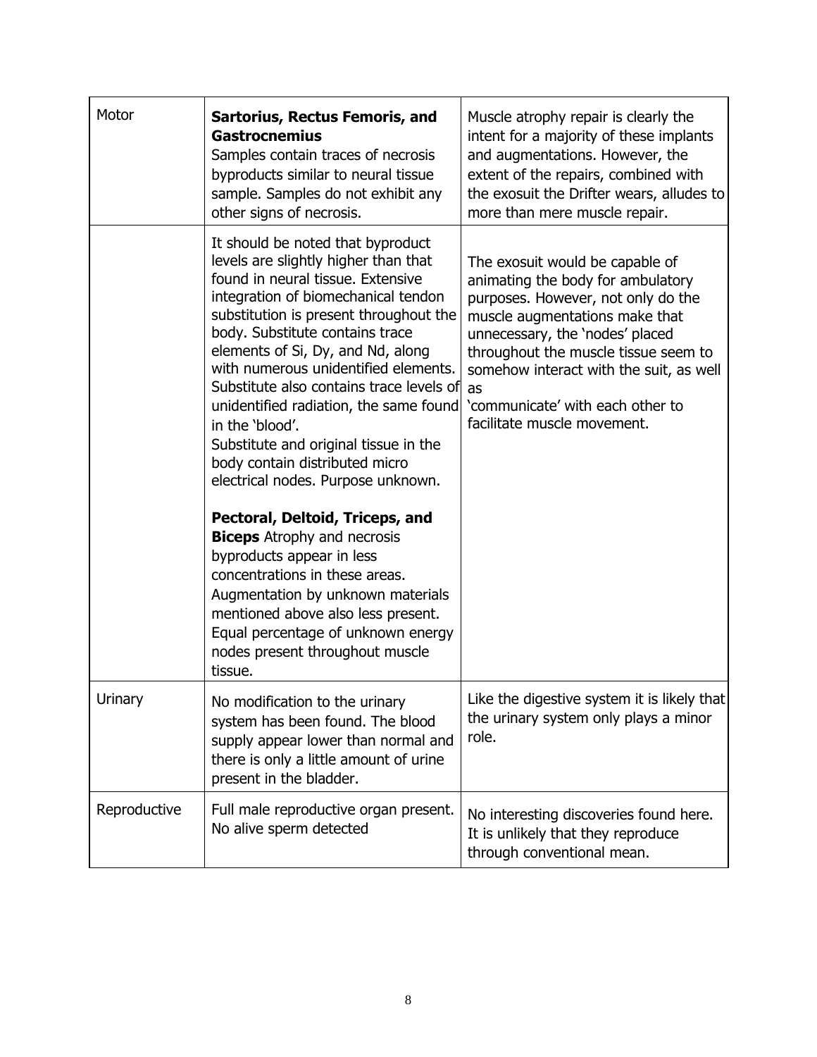| Motor | **Sartorius, Rectus Femoris, and Gastrocnemius** Samples contain traces of necrosis byproducts similar to neural tissue sample. Samples do not exhibit any other signs of necrosis. | Muscle atrophy repair is clearly the intent for a majority of these implants and augmentations. However, the extent of the repairs, combined with the exosuit the Drifter wears, alludes to more than mere muscle repair. |
|---|---|---|
| | It should be noted that byproduct levels are slightly higher than that found in neural tissue. Extensive integration of biomechanical tendon substitution is present throughout the body. Substitute contains trace elements of Si, Dy, and Nd, along with numerous unidentified elements. Substitute also contains trace levels of unidentified radiation, the same found in the 'blood'. Substitute and original tissue in the body contain distributed micro electrical nodes. Purpose unknown.<br><br>**Pectoral, Deltoid, Triceps, and Biceps** Atrophy and necrosis byproducts appear in less concentrations in these areas. Augmentation by unknown materials mentioned above also less present. Equal percentage of unknown energy nodes present throughout muscle tissue. | The exosuit would be capable of animating the body for ambulatory purposes. However, not only do the muscle augmentations make that unnecessary, the 'nodes' placed throughout the muscle tissue seem to somehow interact with the suit, as well as 'communicate' with each other to facilitate muscle movement. |
| Urinary | No modification to the urinary system has been found. The blood supply appear lower than normal and there is only a little amount of urine present in the bladder. | Like the digestive system it is likely that the urinary system only plays a minor role. |
| Reproductive | Full male reproductive organ present. No alive sperm detected | No interesting discoveries found here. It is unlikely that they reproduce through conventional mean. |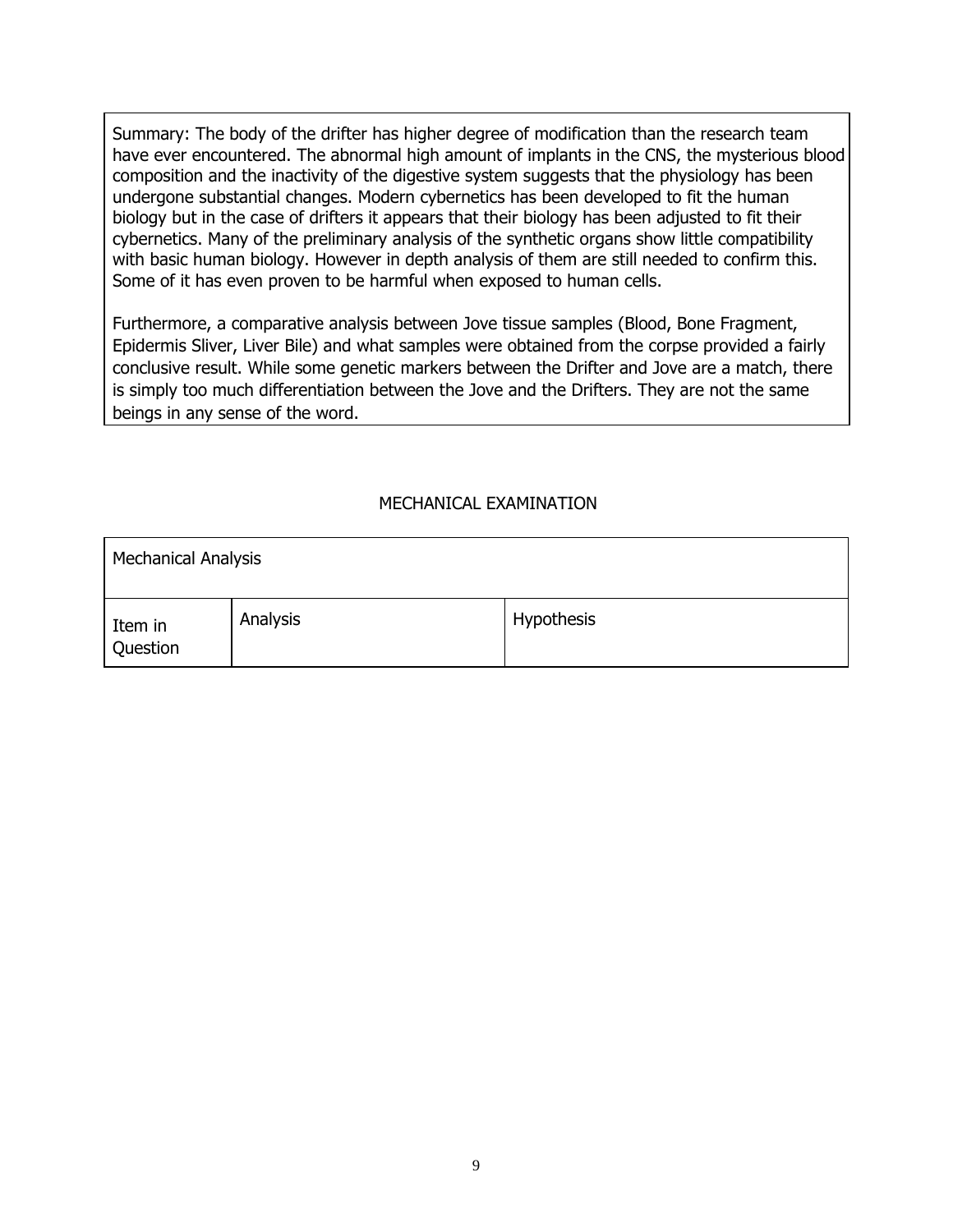Summary: The body of the drifter has higher degree of modification than the research team have ever encountered. The abnormal high amount of implants in the CNS, the mysterious blood composition and the inactivity of the digestive system suggests that the physiology has been undergone substantial changes. Modern cybernetics has been developed to fit the human biology but in the case of drifters it appears that their biology has been adjusted to fit their cybernetics. Many of the preliminary analysis of the synthetic organs show little compatibility with basic human biology. However in depth analysis of them are still needed to confirm this. Some of it has even proven to be harmful when exposed to human cells.

Furthermore, a comparative analysis between Jove tissue samples (Blood, Bone Fragment, Epidermis Sliver, Liver Bile) and what samples were obtained from the corpse provided a fairly conclusive result. While some genetic markers between the Drifter and Jove are a match, there is simply too much differentiation between the Jove and the Drifters. They are not the same beings in any sense of the word.

## MECHANICAL EXAMINATION

| Mechanical Analysis | | |
|---|---|---|
| Item in Question | Analysis | Hypothesis |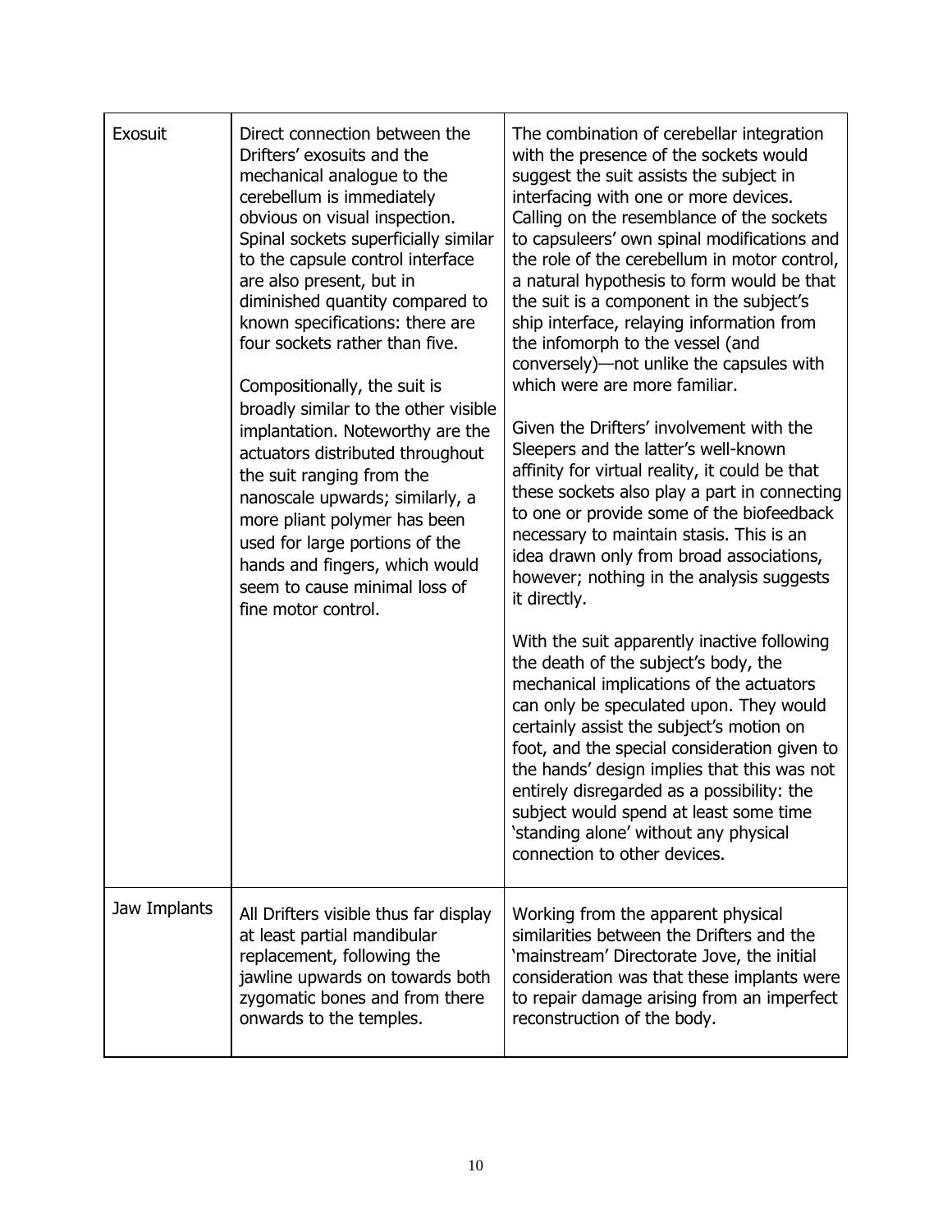| Exosuit | Direct connection between the Drifters' exosuits and the mechanical analogue to the cerebellum is immediately obvious on visual inspection. Spinal sockets superficially similar to the capsule control interface are also present, but in diminished quantity compared to known specifications: there are four sockets rather than five.<br><br>Compositionally, the suit is broadly similar to the other visible implantation. Noteworthy are the actuators distributed throughout the suit ranging from the nanoscale upwards; similarly, a more pliant polymer has been used for large portions of the hands and fingers, which would seem to cause minimal loss of fine motor control. | The combination of cerebellar integration with the presence of the sockets would suggest the suit assists the subject in interfacing with one or more devices. Calling on the resemblance of the sockets to capsuleers' own spinal modifications and the role of the cerebellum in motor control, a natural hypothesis to form would be that the suit is a component in the subject's ship interface, relaying information from the infomorph to the vessel (and conversely)—not unlike the capsules with which were are more familiar.<br><br>Given the Drifters' involvement with the Sleepers and the latter's well-known affinity for virtual reality, it could be that these sockets also play a part in connecting to one or provide some of the biofeedback necessary to maintain stasis. This is an idea drawn only from broad associations, however; nothing in the analysis suggests it directly.<br><br>With the suit apparently inactive following the death of the subject's body, the mechanical implications of the actuators can only be speculated upon. They would certainly assist the subject's motion on foot, and the special consideration given to the hands' design implies that this was not entirely disregarded as a possibility: the subject would spend at least some time 'standing alone' without any physical connection to other devices. |
|---|---|---|
| Jaw Implants | All Drifters visible thus far display at least partial mandibular replacement, following the jawline upwards on towards both zygomatic bones and from there onwards to the temples. | Working from the apparent physical similarities between the Drifters and the 'mainstream' Directorate Jove, the initial consideration was that these implants were to repair damage arising from an imperfect reconstruction of the body. |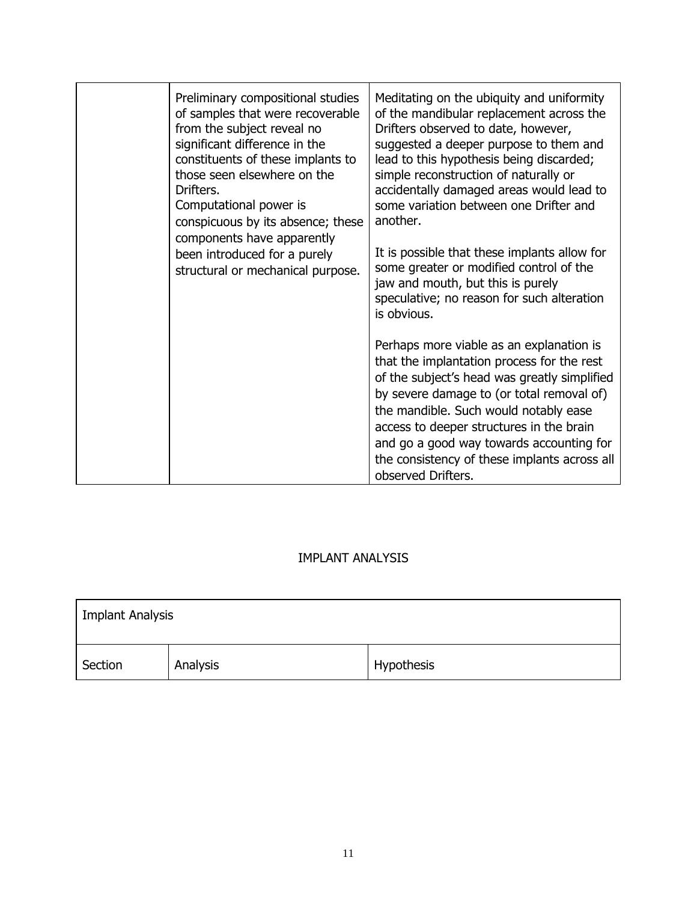| | | |
|---|---|---|
| | Preliminary compositional studies of samples that were recoverable from the subject reveal no significant difference in the constituents of these implants to those seen elsewhere on the Drifters.<br>Computational power is conspicuous by its absence; these components have apparently been introduced for a purely structural or mechanical purpose. | Meditating on the ubiquity and uniformity of the mandibular replacement across the Drifters observed to date, however, suggested a deeper purpose to them and lead to this hypothesis being discarded; simple reconstruction of naturally or accidentally damaged areas would lead to some variation between one Drifter and another.<br><br>It is possible that these implants allow for some greater or modified control of the jaw and mouth, but this is purely speculative; no reason for such alteration is obvious.<br><br>Perhaps more viable as an explanation is that the implantation process for the rest of the subject's head was greatly simplified by severe damage to (or total removal of) the mandible. Such would notably ease access to deeper structures in the brain and go a good way towards accounting for the consistency of these implants across all observed Drifters. |

IMPLANT ANALYSIS

| Implant Analysis | | |
|---|---|---|
| Section | Analysis | Hypothesis |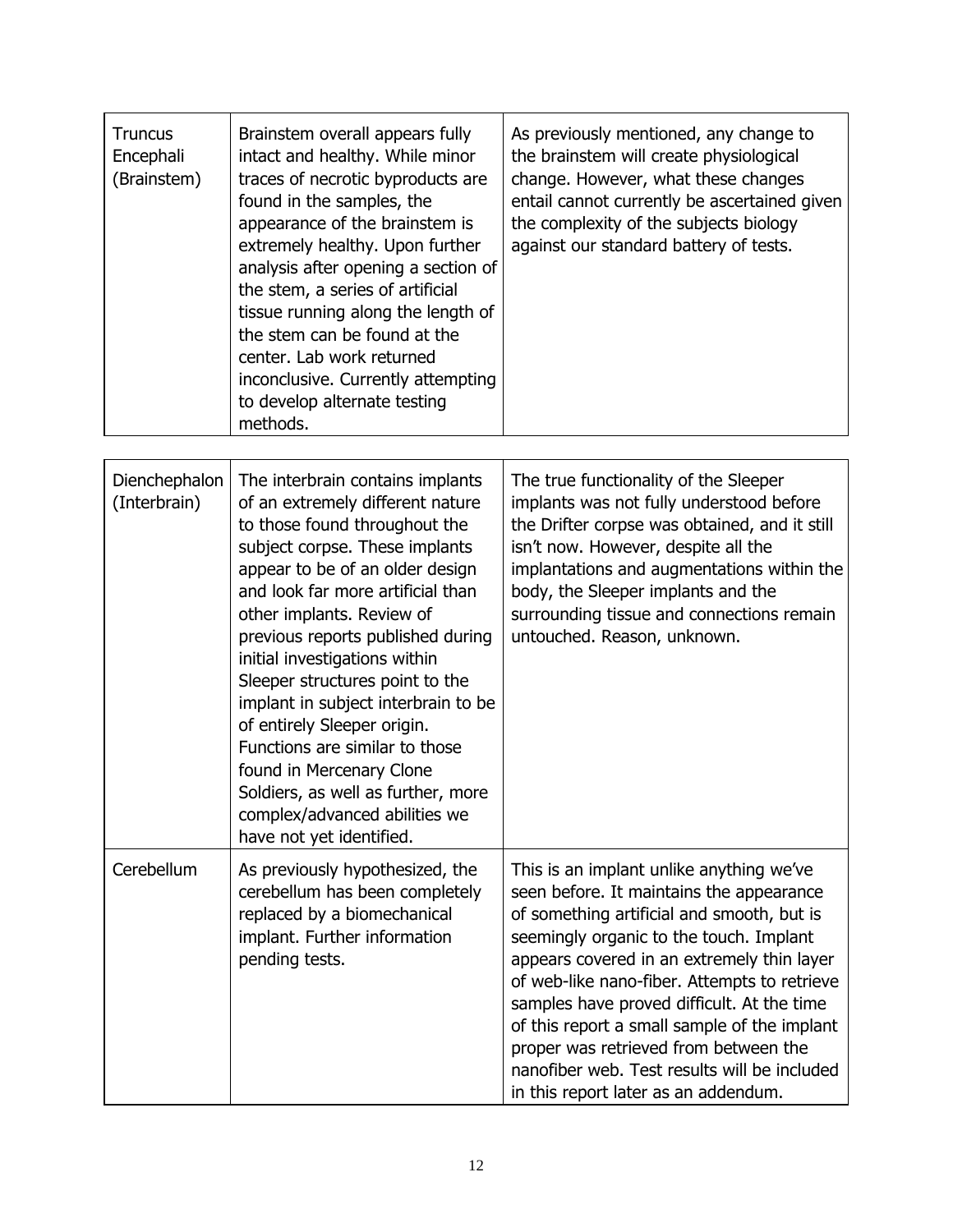| Truncus Encephali (Brainstem) | Brainstem overall appears fully intact and healthy. While minor traces of necrotic byproducts are found in the samples, the appearance of the brainstem is extremely healthy. Upon further analysis after opening a section of the stem, a series of artificial tissue running along the length of the stem can be found at the center. Lab work returned inconclusive. Currently attempting to develop alternate testing methods. | As previously mentioned, any change to the brainstem will create physiological change. However, what these changes entail cannot currently be ascertained given the complexity of the subjects biology against our standard battery of tests. |
|---|---|---|

| Dienchephalon (Interbrain) | The interbrain contains implants of an extremely different nature to those found throughout the subject corpse. These implants appear to be of an older design and look far more artificial than other implants. Review of previous reports published during initial investigations within Sleeper structures point to the implant in subject interbrain to be of entirely Sleeper origin. Functions are similar to those found in Mercenary Clone Soldiers, as well as further, more complex/advanced abilities we have not yet identified. | The true functionality of the Sleeper implants was not fully understood before the Drifter corpse was obtained, and it still isn't now. However, despite all the implantations and augmentations within the body, the Sleeper implants and the surrounding tissue and connections remain untouched. Reason, unknown. |
|---|---|---|
| Cerebellum | As previously hypothesized, the cerebellum has been completely replaced by a biomechanical implant. Further information pending tests. | This is an implant unlike anything we've seen before. It maintains the appearance of something artificial and smooth, but is seemingly organic to the touch. Implant appears covered in an extremely thin layer of web-like nano-fiber. Attempts to retrieve samples have proved difficult. At the time of this report a small sample of the implant proper was retrieved from between the nanofiber web. Test results will be included in this report later as an addendum. |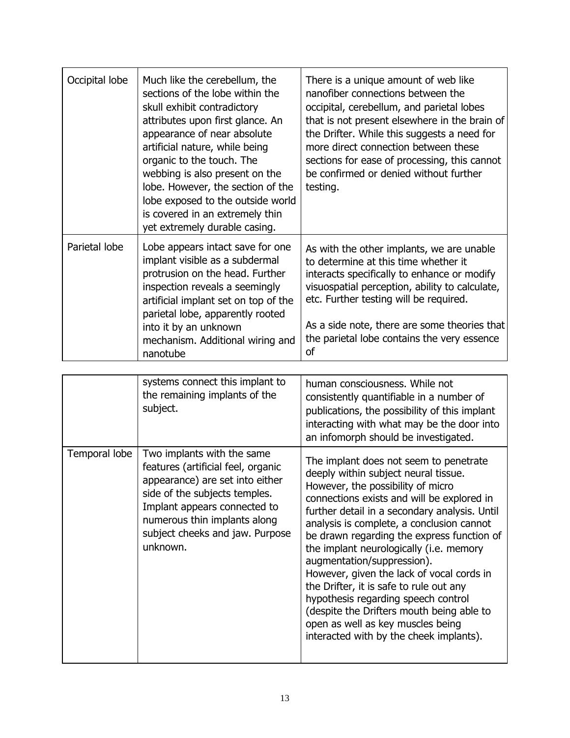| | | |
|---|---|---|
| Occipital lobe | Much like the cerebellum, the sections of the lobe within the skull exhibit contradictory attributes upon first glance. An appearance of near absolute artificial nature, while being organic to the touch. The webbing is also present on the lobe. However, the section of the lobe exposed to the outside world is covered in an extremely thin yet extremely durable casing. | There is a unique amount of web like nanofiber connections between the occipital, cerebellum, and parietal lobes that is not present elsewhere in the brain of the Drifter. While this suggests a need for more direct connection between these sections for ease of processing, this cannot be confirmed or denied without further testing. |
| Parietal lobe | Lobe appears intact save for one implant visible as a subdermal protrusion on the head. Further inspection reveals a seemingly artificial implant set on top of the parietal lobe, apparently rooted into it by an unknown mechanism. Additional wiring and nanotube systems connect this implant to the remaining implants of the subject. | As with the other implants, we are unable to determine at this time whether it interacts specifically to enhance or modify visuospatial perception, ability to calculate, etc. Further testing will be required.<br><br>As a side note, there are some theories that the parietal lobe contains the very essence of human consciousness. While not consistently quantifiable in a number of publications, the possibility of this implant interacting with what may be the door into an infomorph should be investigated. |
| Temporal lobe | Two implants with the same features (artificial feel, organic appearance) are set into either side of the subjects temples. Implant appears connected to numerous thin implants along subject cheeks and jaw. Purpose unknown. | The implant does not seem to penetrate deeply within subject neural tissue. However, the possibility of micro connections exists and will be explored in further detail in a secondary analysis. Until analysis is complete, a conclusion cannot be drawn regarding the express function of the implant neurologically (i.e. memory augmentation/suppression).<br>However, given the lack of vocal cords in the Drifter, it is safe to rule out any hypothesis regarding speech control (despite the Drifters mouth being able to open as well as key muscles being interacted with by the cheek implants). |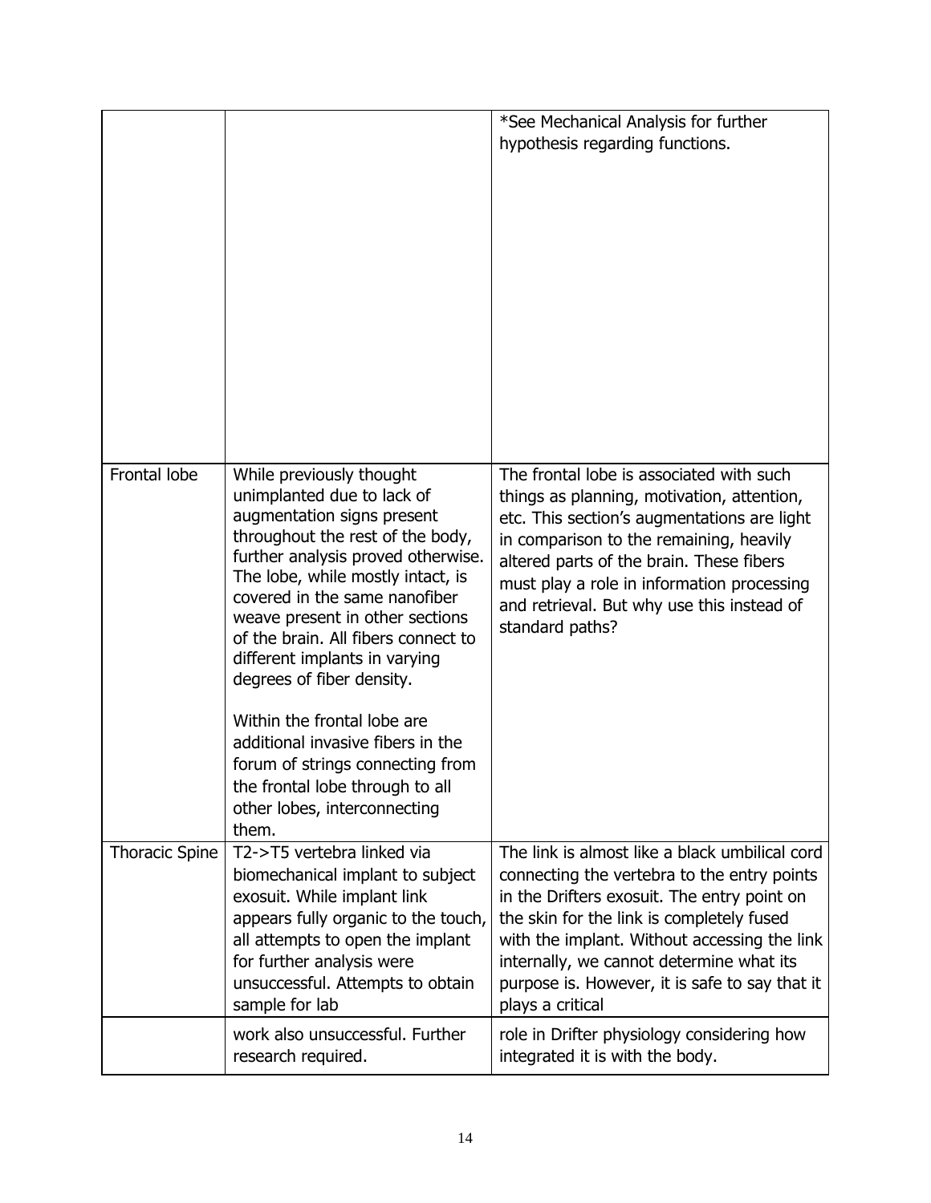| | | |
|---|---|---|
| | | *See Mechanical Analysis for further hypothesis regarding functions. |
| Frontal lobe | While previously thought unimplanted due to lack of augmentation signs present throughout the rest of the body, further analysis proved otherwise. The lobe, while mostly intact, is covered in the same nanofiber weave present in other sections of the brain. All fibers connect to different implants in varying degrees of fiber density.<br><br>Within the frontal lobe are additional invasive fibers in the forum of strings connecting from the frontal lobe through to all other lobes, interconnecting them. | The frontal lobe is associated with such things as planning, motivation, attention, etc. This section's augmentations are light in comparison to the remaining, heavily altered parts of the brain. These fibers must play a role in information processing and retrieval. But why use this instead of standard paths? |
| Thoracic Spine | T2->T5 vertebra linked via biomechanical implant to subject exosuit. While implant link appears fully organic to the touch, all attempts to open the implant for further analysis were unsuccessful. Attempts to obtain sample for lab work also unsuccessful. Further research required. | The link is almost like a black umbilical cord connecting the vertebra to the entry points in the Drifters exosuit. The entry point on the skin for the link is completely fused with the implant. Without accessing the link internally, we cannot determine what its purpose is. However, it is safe to say that it plays a critical role in Drifter physiology considering how integrated it is with the body. |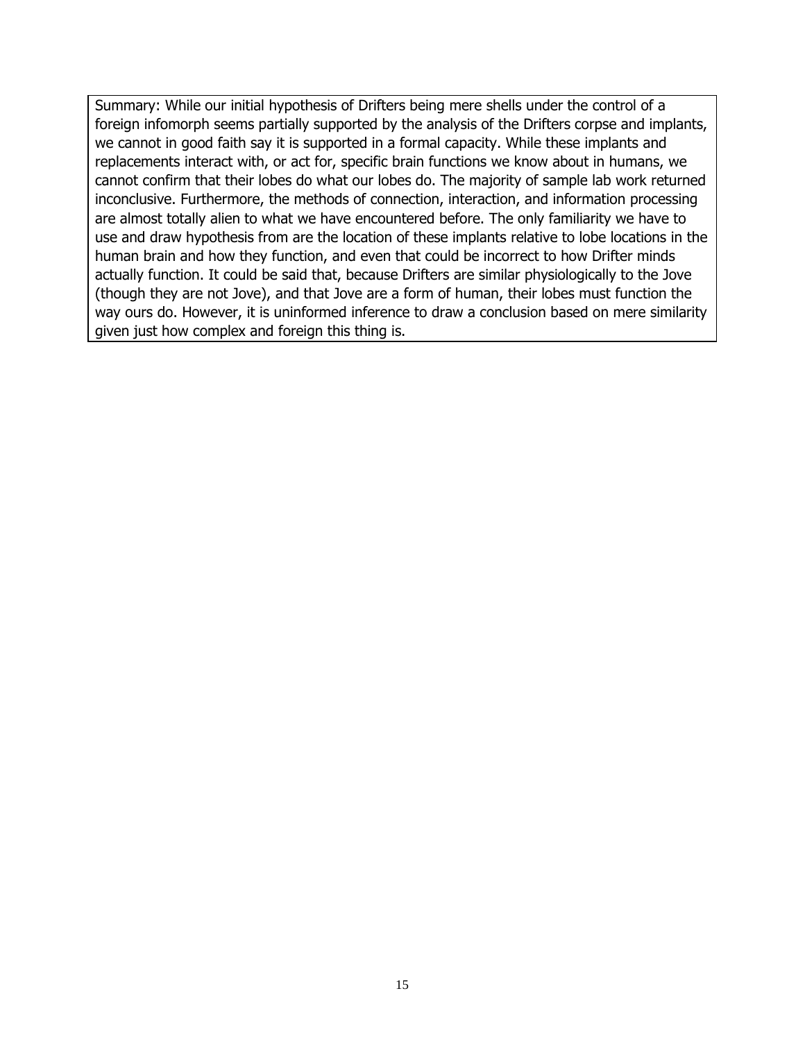Summary: While our initial hypothesis of Drifters being mere shells under the control of a foreign infomorph seems partially supported by the analysis of the Drifters corpse and implants, we cannot in good faith say it is supported in a formal capacity. While these implants and replacements interact with, or act for, specific brain functions we know about in humans, we cannot confirm that their lobes do what our lobes do. The majority of sample lab work returned inconclusive. Furthermore, the methods of connection, interaction, and information processing are almost totally alien to what we have encountered before. The only familiarity we have to use and draw hypothesis from are the location of these implants relative to lobe locations in the human brain and how they function, and even that could be incorrect to how Drifter minds actually function. It could be said that, because Drifters are similar physiologically to the Jove (though they are not Jove), and that Jove are a form of human, their lobes must function the way ours do. However, it is uninformed inference to draw a conclusion based on mere similarity given just how complex and foreign this thing is.